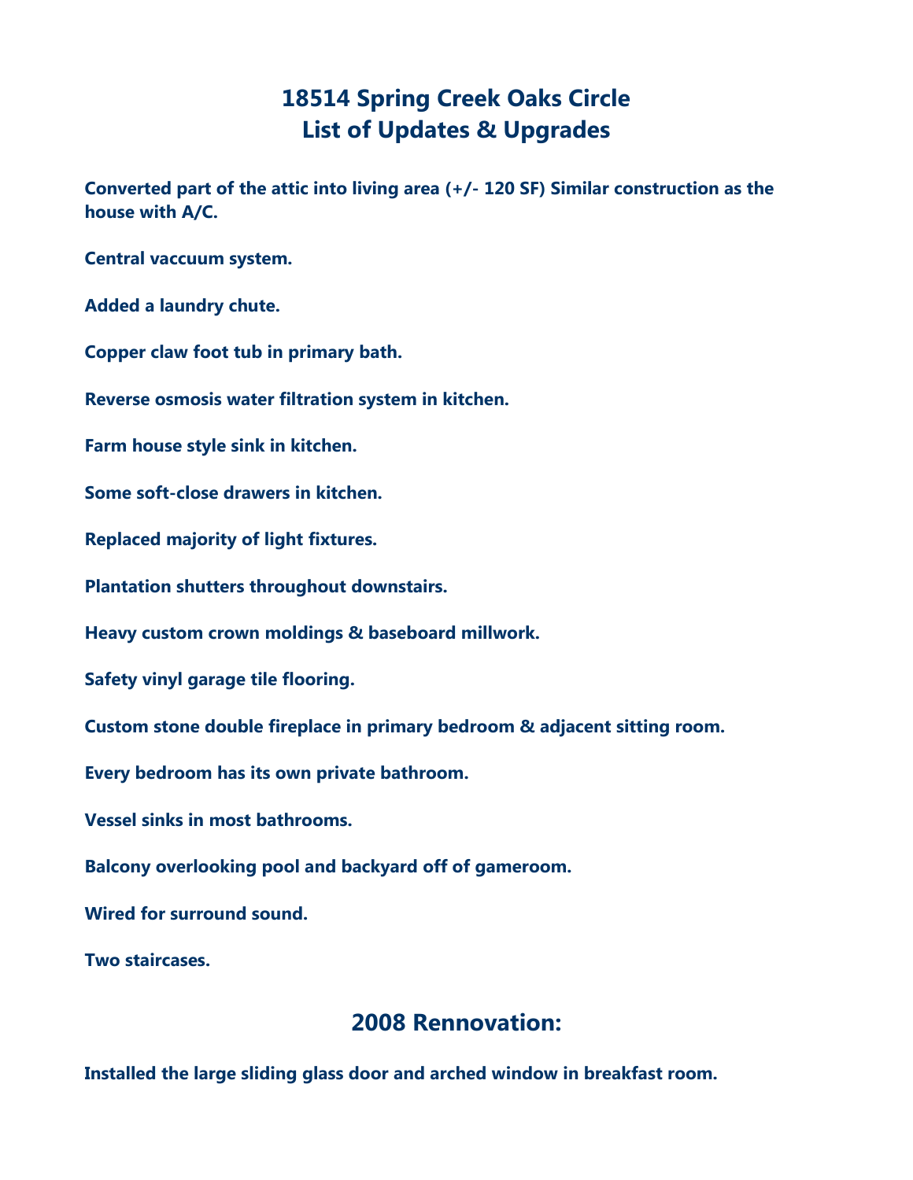# 18514 Spring Creek Oaks Circle
# List of Updates & Upgrades

**Converted part of the attic into living area (+/- 120 SF) Similar construction as the house with A/C.**

**Central vaccuum system.**

**Added a laundry chute.**

**Copper claw foot tub in primary bath.**

**Reverse osmosis water filtration system in kitchen.**

**Farm house style sink in kitchen.**

**Some soft-close drawers in kitchen.**

**Replaced majority of light fixtures.**

**Plantation shutters throughout downstairs.**

**Heavy custom crown moldings & baseboard millwork.**

**Safety vinyl garage tile flooring.**

**Custom stone double fireplace in primary bedroom & adjacent sitting room.**

**Every bedroom has its own private bathroom.**

**Vessel sinks in most bathrooms.**

**Balcony overlooking pool and backyard off of gameroom.**

**Wired for surround sound.**

**Two staircases.**

## 2008 Rennovation:

**Installed the large sliding glass door and arched window in breakfast room.**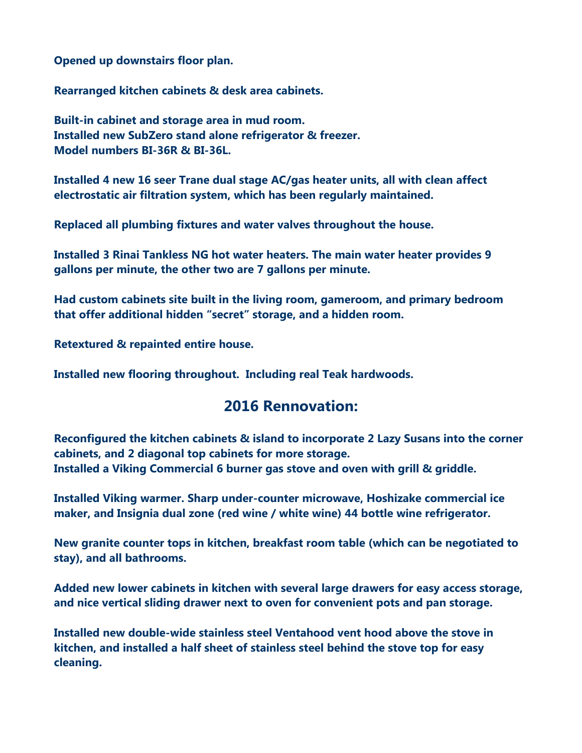**Opened up downstairs floor plan.**

**Rearranged kitchen cabinets & desk area cabinets.**

**Built-in cabinet and storage area in mud room.**
**Installed new SubZero stand alone refrigerator & freezer.**
**Model numbers BI-36R & BI-36L.**

**Installed 4 new 16 seer Trane dual stage AC/gas heater units, all with clean affect electrostatic air filtration system, which has been regularly maintained.**

**Replaced all plumbing fixtures and water valves throughout the house.**

**Installed 3 Rinai Tankless NG hot water heaters. The main water heater provides 9 gallons per minute, the other two are 7 gallons per minute.**

**Had custom cabinets site built in the living room, gameroom, and primary bedroom that offer additional hidden "secret" storage, and a hidden room.**

**Retextured & repainted entire house.**

**Installed new flooring throughout. Including real Teak hardwoods.**

## 2016 Rennovation:

**Reconfigured the kitchen cabinets & island to incorporate 2 Lazy Susans into the corner cabinets, and 2 diagonal top cabinets for more storage.**
**Installed a Viking Commercial 6 burner gas stove and oven with grill & griddle.**

**Installed Viking warmer. Sharp under-counter microwave, Hoshizake commercial ice maker, and Insignia dual zone (red wine / white wine) 44 bottle wine refrigerator.**

**New granite counter tops in kitchen, breakfast room table (which can be negotiated to stay), and all bathrooms.**

**Added new lower cabinets in kitchen with several large drawers for easy access storage, and nice vertical sliding drawer next to oven for convenient pots and pan storage.**

**Installed new double-wide stainless steel Ventahood vent hood above the stove in kitchen, and installed a half sheet of stainless steel behind the stove top for easy cleaning.**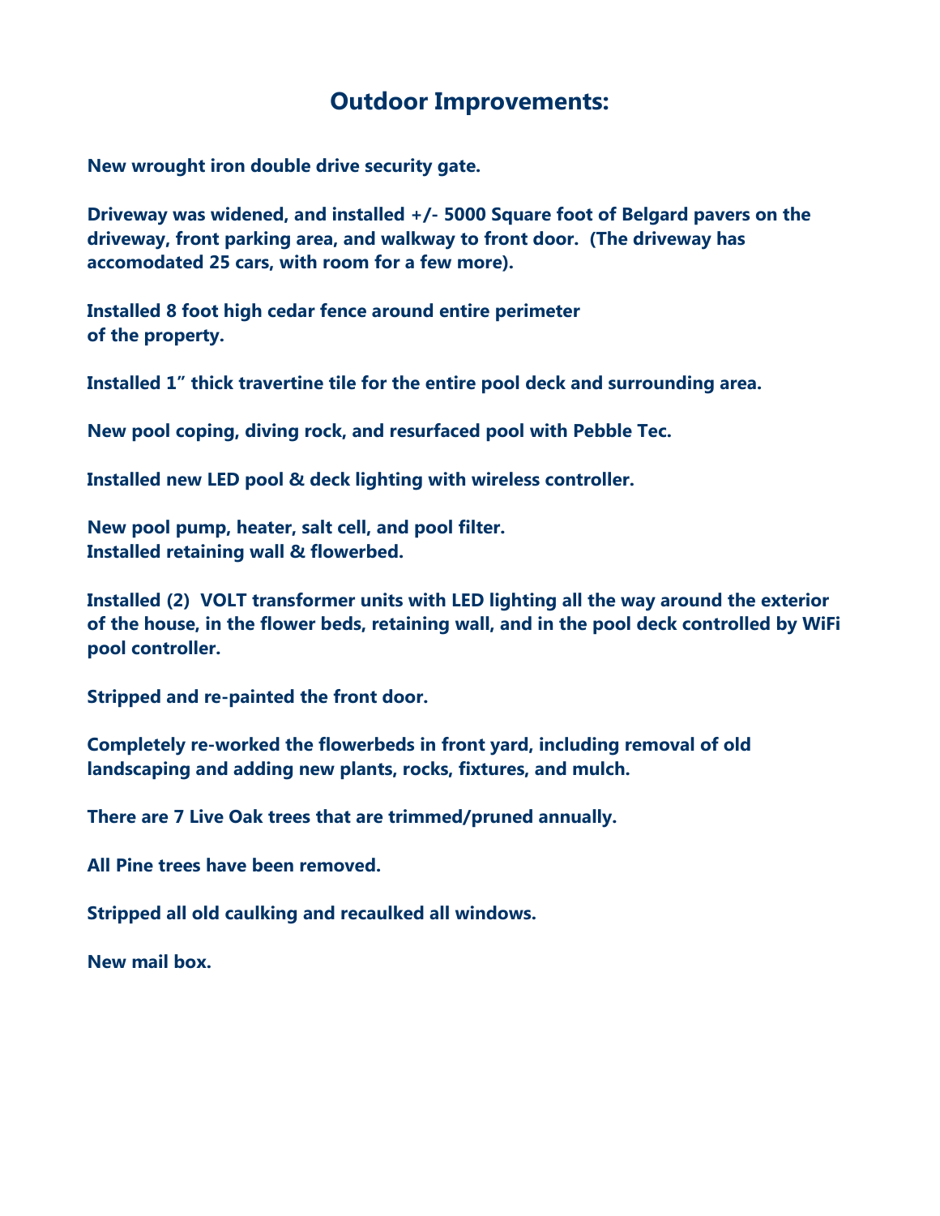# Outdoor Improvements:

**New wrought iron double drive security gate.**

**Driveway was widened, and installed +/- 5000 Square foot of Belgard pavers on the driveway, front parking area, and walkway to front door. (The driveway has accomodated 25 cars, with room for a few more).**

**Installed 8 foot high cedar fence around entire perimeter of the property.**

**Installed 1" thick travertine tile for the entire pool deck and surrounding area.**

**New pool coping, diving rock, and resurfaced pool with Pebble Tec.**

**Installed new LED pool & deck lighting with wireless controller.**

**New pool pump, heater, salt cell, and pool filter.**
**Installed retaining wall & flowerbed.**

**Installed (2) VOLT transformer units with LED lighting all the way around the exterior of the house, in the flower beds, retaining wall, and in the pool deck controlled by WiFi pool controller.**

**Stripped and re-painted the front door.**

**Completely re-worked the flowerbeds in front yard, including removal of old landscaping and adding new plants, rocks, fixtures, and mulch.**

**There are 7 Live Oak trees that are trimmed/pruned annually.**

**All Pine trees have been removed.**

**Stripped all old caulking and recaulked all windows.**

**New mail box.**